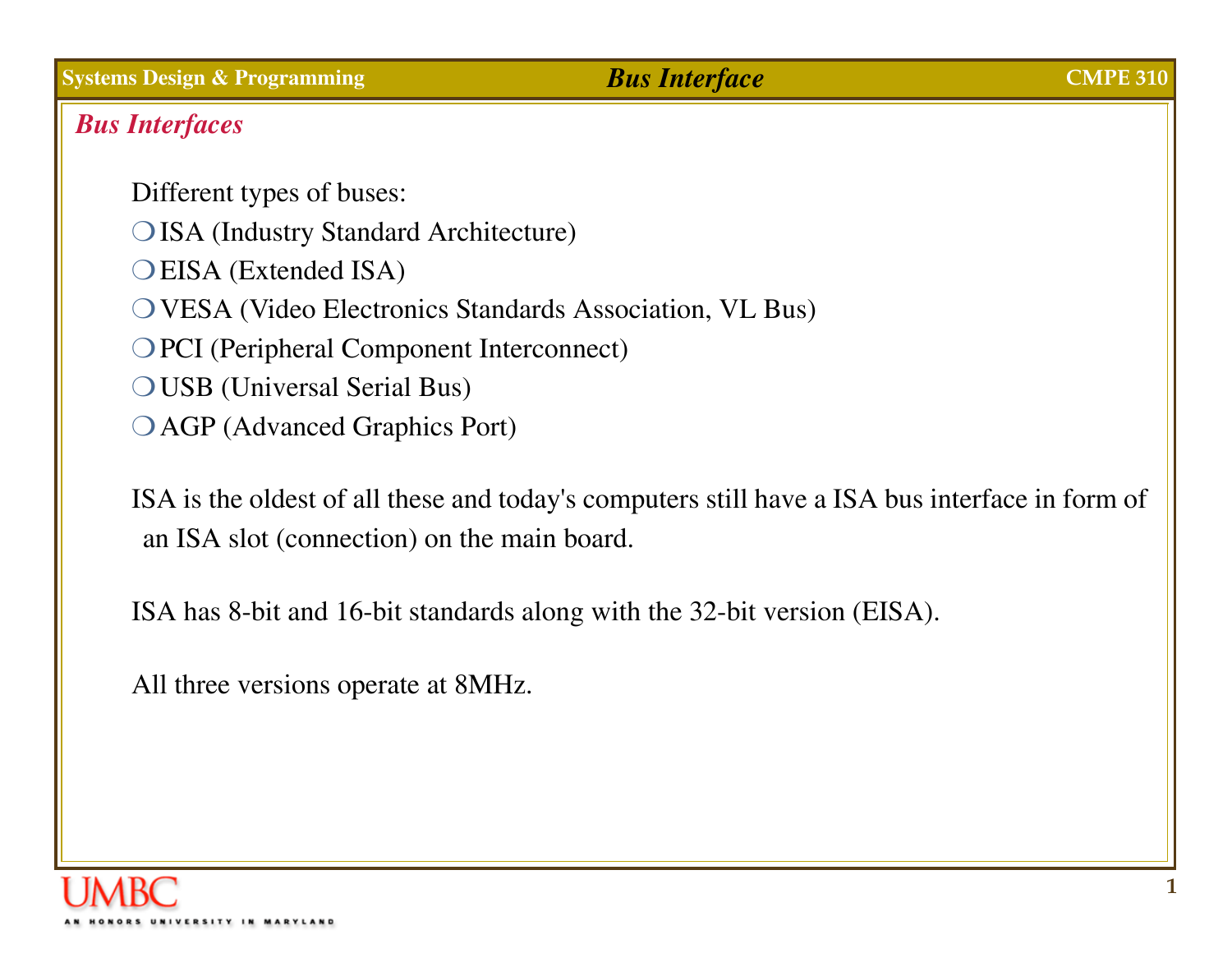## Bus Interfaces

Different types of buses:

- ISA (Industry Standard Architecture)
- EISA (Extended ISA)
- VESA (Video Electronics Standards Association, VL Bus)
- PCI (Peripheral Component Interconnect)
- USB (Universal Serial Bus)
- AGP (Advanced Graphics Port)

ISA is the oldest of all these and today's computers still have a ISA bus interface in form of an ISA slot (connection) on the main board.

ISA has 8-bit and 16-bit standards along with the 32-bit version (EISA).

All three versions operate at 8MHz.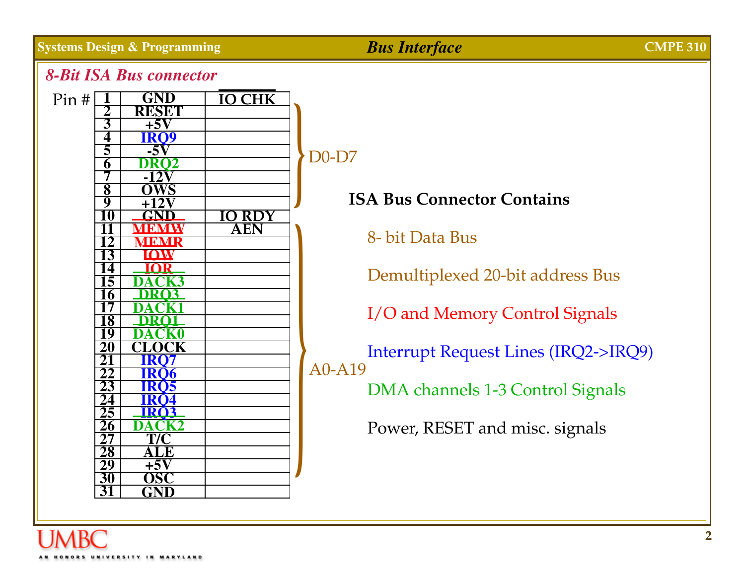## 8-Bit ISA Bus connector

| Pin # | | |
|---|---|---|
| 1 | GND | $\overline{\text{IO CHK}}$ |
| 2 | RESET | |
| 3 | +5V | |
| 4 | IRQ9 | |
| 5 | -5V | |
| 6 | DRQ2 | |
| 7 | -12V | |
| 8 | OWS | |
| 9 | +12V | |
| 10 | GND | IO RDY |
| 11 | MEMW | AEN |
| 12 | MEMR | |
| 13 | IOW | |
| 14 | IOR | |
| 15 | DACK3 | |
| 16 | DRQ3 | |
| 17 | DACK1 | |
| 18 | DRQ1 | |
| 19 | DACK0 | |
| 20 | CLOCK | |
| 21 | IRQ7 | |
| 22 | IRQ6 | |
| 23 | IRQ5 | |
| 24 | IRQ4 | |
| 25 | IRQ3 | |
| 26 | DACK2 | |
| 27 | T/C | |
| 28 | ALE | |
| 29 | +5V | |
| 30 | OSC | |
| 31 | GND | |

Pins 2–9 (right column): D0-D7

Pins 12–31 (right column): A0-A19

**ISA Bus Connector Contains**

- 8- bit Data Bus
- Demultiplexed 20-bit address Bus
- I/O and Memory Control Signals
- Interrupt Request Lines (IRQ2->IRQ9)
- DMA channels 1-3 Control Signals
- Power, RESET and misc. signals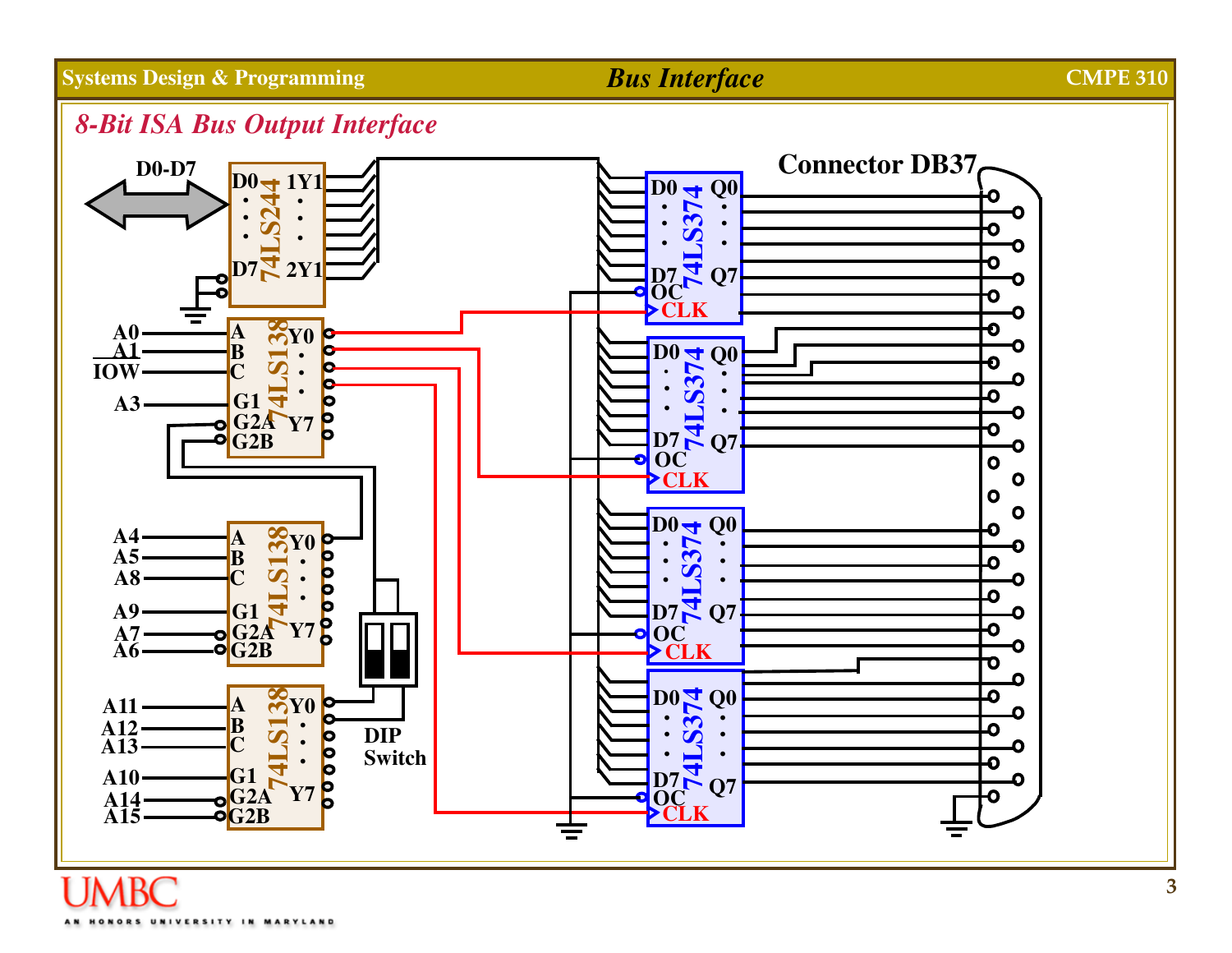## 8-Bit ISA Bus Output Interface

D0-D7

74LS244: D0, D7, 1Y1, 2Y1

74LS138: A0 → A, A1 → B, IOW → C, A3 → G1, G2A, G2B, Y0 … Y7

74LS138: A4 → A, A5 → B, A8 → C, A9 → G1, A7 → G2A, A6 → G2B, Y0 … Y7

74LS138: A11 → A, A12 → B, A13 → C, A10 → G1, A14 → G2A, A15 → G2B, Y0 … Y7

DIP Switch

74LS374: D0 … D7, Q0 … Q7, OC, CLK (×4)

Connector DB37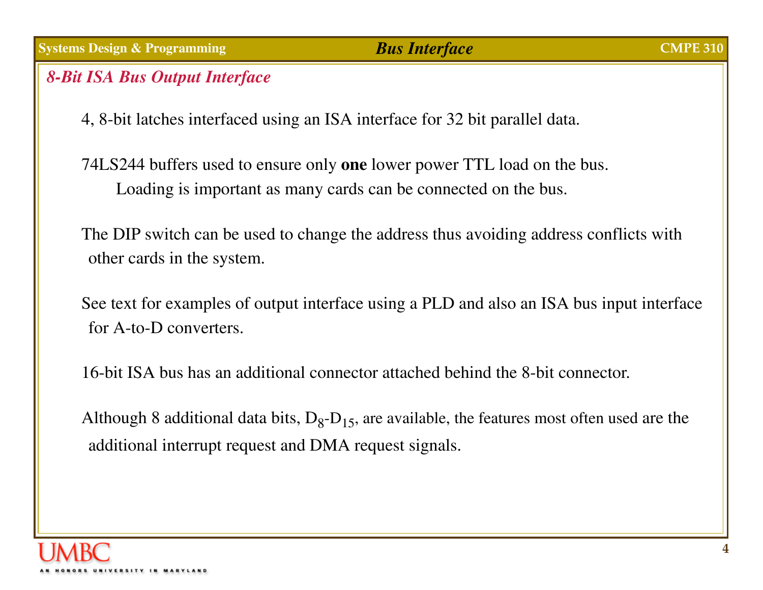## *8-Bit ISA Bus Output Interface*

4, 8-bit latches interfaced using an ISA interface for 32 bit parallel data.

74LS244 buffers used to ensure only **one** lower power TTL load on the bus.
Loading is important as many cards can be connected on the bus.

The DIP switch can be used to change the address thus avoiding address conflicts with other cards in the system.

See text for examples of output interface using a PLD and also an ISA bus input interface for A-to-D converters.

16-bit ISA bus has an additional connector attached behind the 8-bit connector.

Although 8 additional data bits, $D_8$-$D_{15}$, are available, the features most often used are the additional interrupt request and DMA request signals.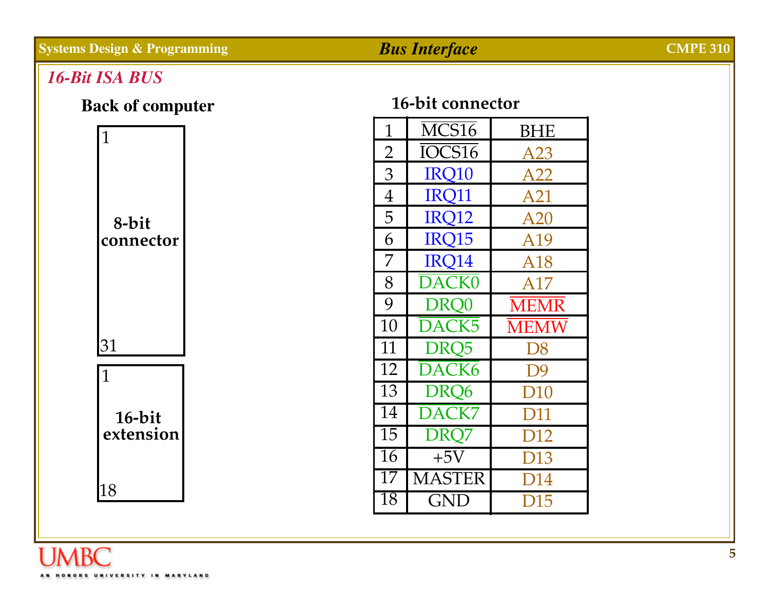## 16-Bit ISA BUS

**Back of computer**

| 1 |
|---|
| **8-bit connector** |
| 31 |

| 1 |
|---|
| **16-bit extension** |
| 18 |

**16-bit connector**

| | | |
|---|---|---|
| 1 | $\overline{\text{MCS16}}$ | BHE |
| 2 | $\overline{\text{IOCS16}}$ | A23 |
| 3 | IRQ10 | A22 |
| 4 | IRQ11 | A21 |
| 5 | IRQ12 | A20 |
| 6 | IRQ15 | A19 |
| 7 | IRQ14 | A18 |
| 8 | $\overline{\text{DACK0}}$ | A17 |
| 9 | DRQ0 | $\overline{\text{MEMR}}$ |
| 10 | $\overline{\text{DACK5}}$ | $\overline{\text{MEMW}}$ |
| 11 | DRQ5 | D8 |
| 12 | $\overline{\text{DACK6}}$ | D9 |
| 13 | DRQ6 | D10 |
| 14 | $\overline{\text{DACK7}}$ | D11 |
| 15 | DRQ7 | D12 |
| 16 | +5V | D13 |
| 17 | MASTER | D14 |
| 18 | GND | D15 |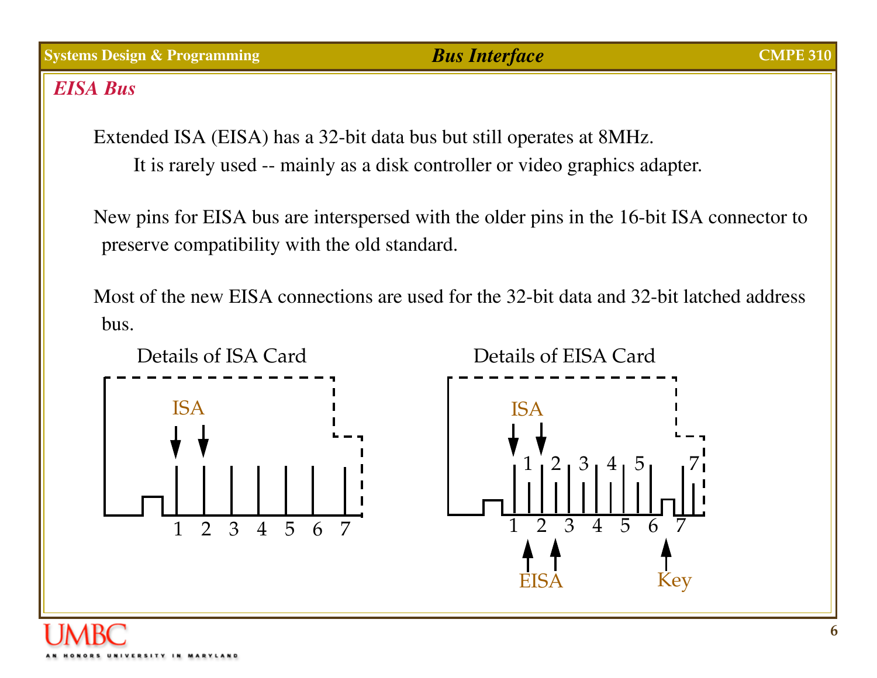## EISA Bus

Extended ISA (EISA) has a 32-bit data bus but still operates at 8MHz.

It is rarely used -- mainly as a disk controller or video graphics adapter.

New pins for EISA bus are interspersed with the older pins in the 16-bit ISA connector to preserve compatibility with the old standard.

Most of the new EISA connections are used for the 32-bit data and 32-bit latched address bus.

Details of ISA Card

Details of EISA Card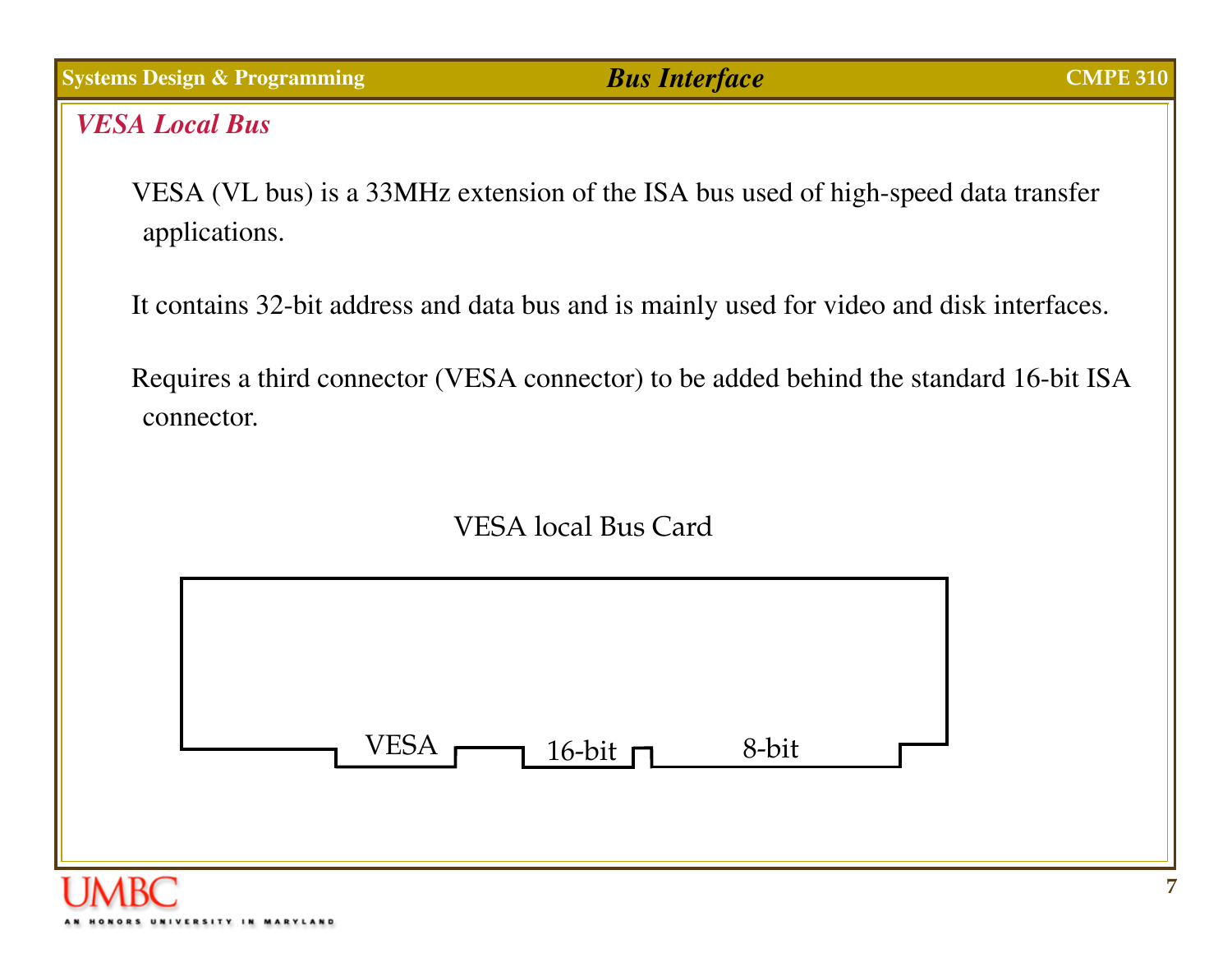## VESA Local Bus

VESA (VL bus) is a 33MHz extension of the ISA bus used of high-speed data transfer applications.

It contains 32-bit address and data bus and is mainly used for video and disk interfaces.

Requires a third connector (VESA connector) to be added behind the standard 16-bit ISA connector.

VESA local Bus Card

VESA 16-bit 8-bit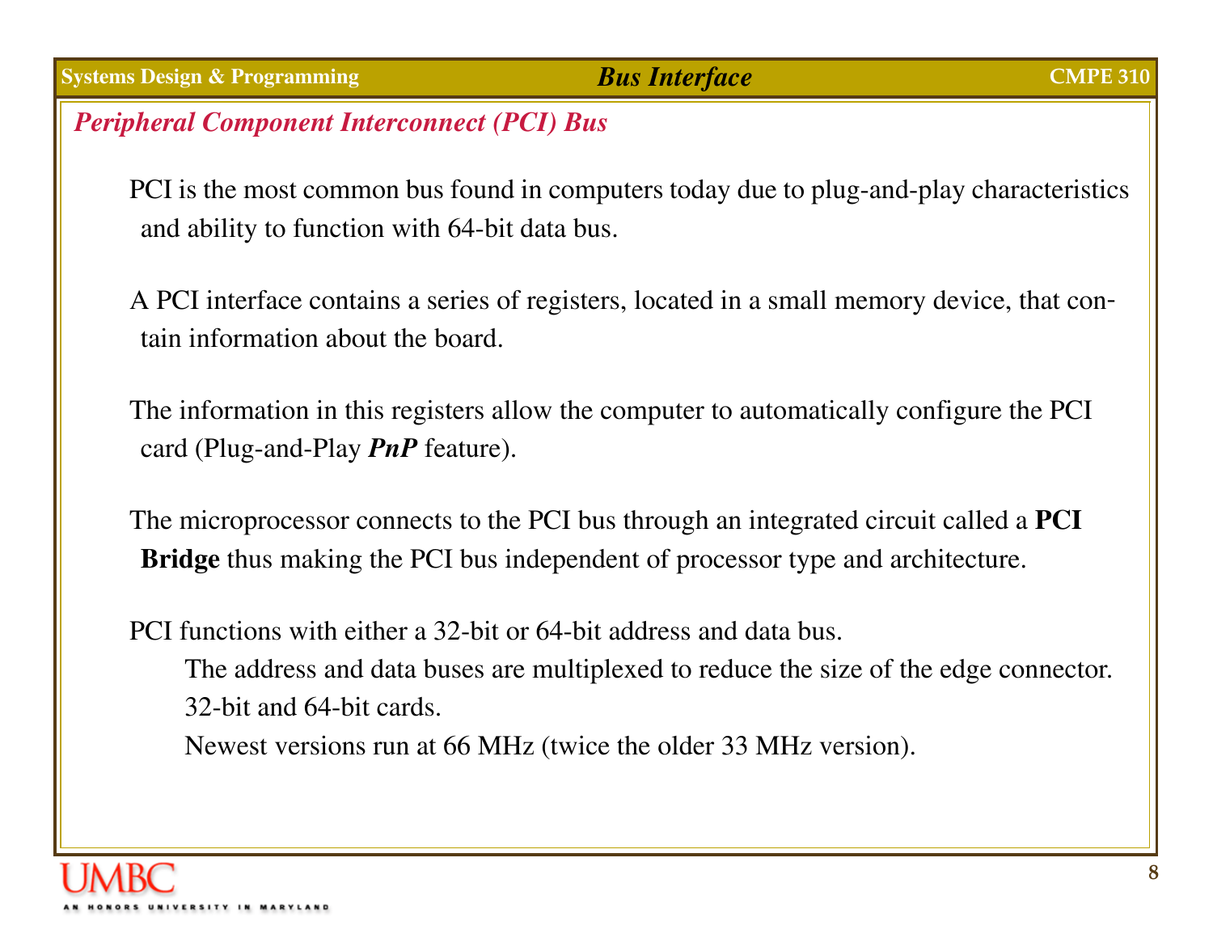## *Peripheral Component Interconnect (PCI) Bus*

PCI is the most common bus found in computers today due to plug-and-play characteristics and ability to function with 64-bit data bus.

A PCI interface contains a series of registers, located in a small memory device, that contain information about the board.

The information in this registers allow the computer to automatically configure the PCI card (Plug-and-Play ***PnP*** feature).

The microprocessor connects to the PCI bus through an integrated circuit called a **PCI Bridge** thus making the PCI bus independent of processor type and architecture.

PCI functions with either a 32-bit or 64-bit address and data bus.

- The address and data buses are multiplexed to reduce the size of the edge connector.
- 32-bit and 64-bit cards.
- Newest versions run at 66 MHz (twice the older 33 MHz version).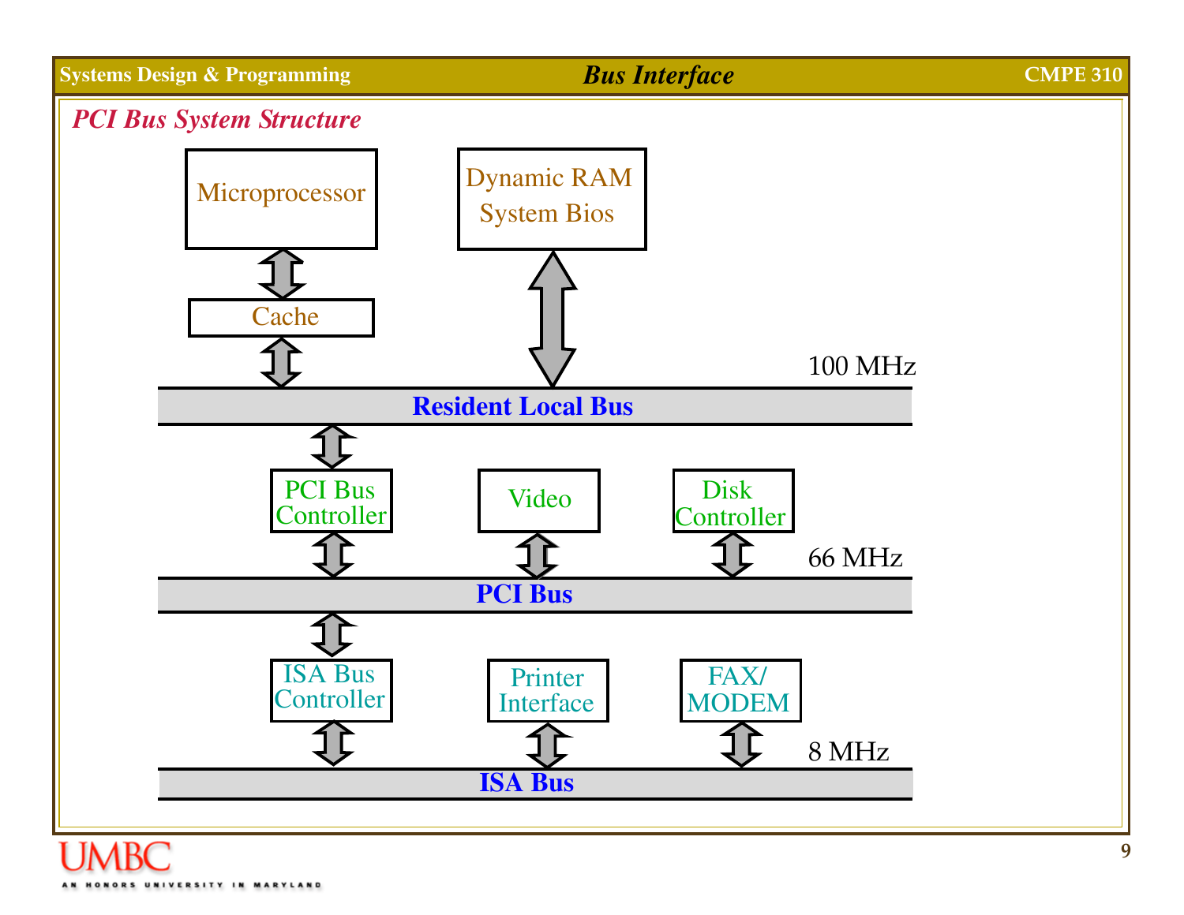## PCI Bus System Structure

Microprocessor

Cache

Dynamic RAM
System Bios

100 MHz

**Resident Local Bus**

PCI Bus Controller

Video

Disk Controller

66 MHz

**PCI Bus**

ISA Bus Controller

Printer Interface

FAX/MODEM

8 MHz

**ISA Bus**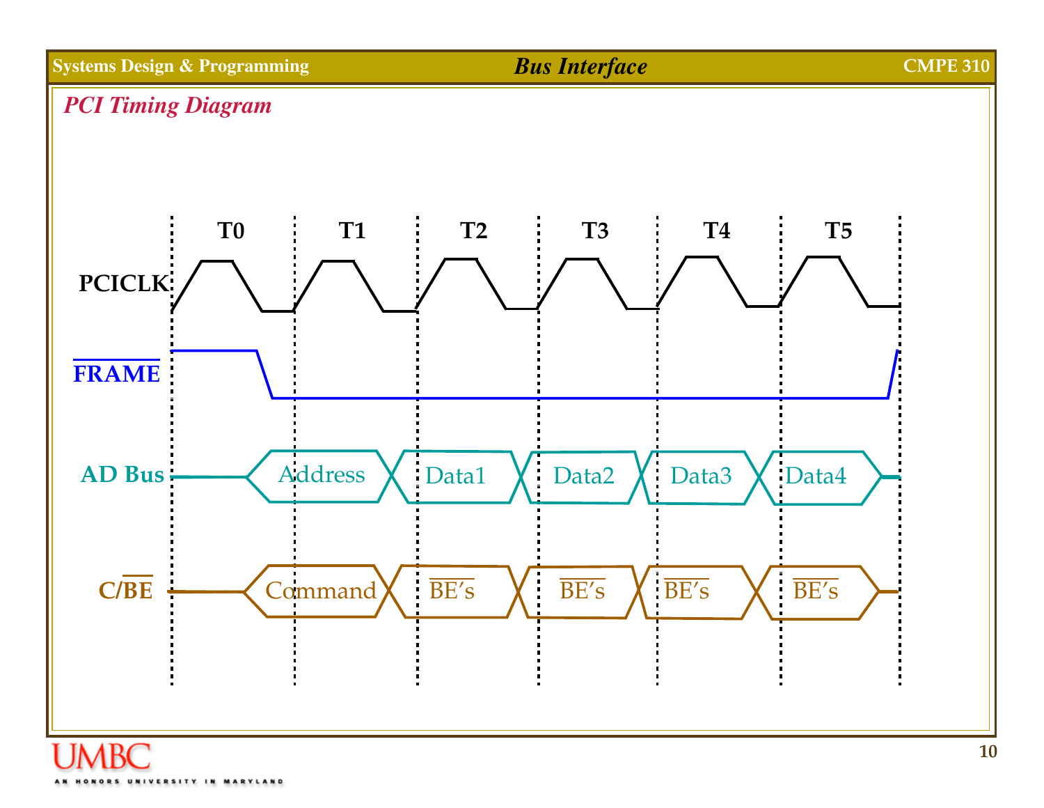## PCI Timing Diagram

T0 T1 T2 T3 T4 T5

PCICLK

$\overline{\text{FRAME}}$

AD Bus: Address, Data1, Data2, Data3, Data4

C/$\overline{\text{BE}}$: Command, $\overline{\text{BE}}$'s, $\overline{\text{BE}}$'s, $\overline{\text{BE}}$'s, $\overline{\text{BE}}$'s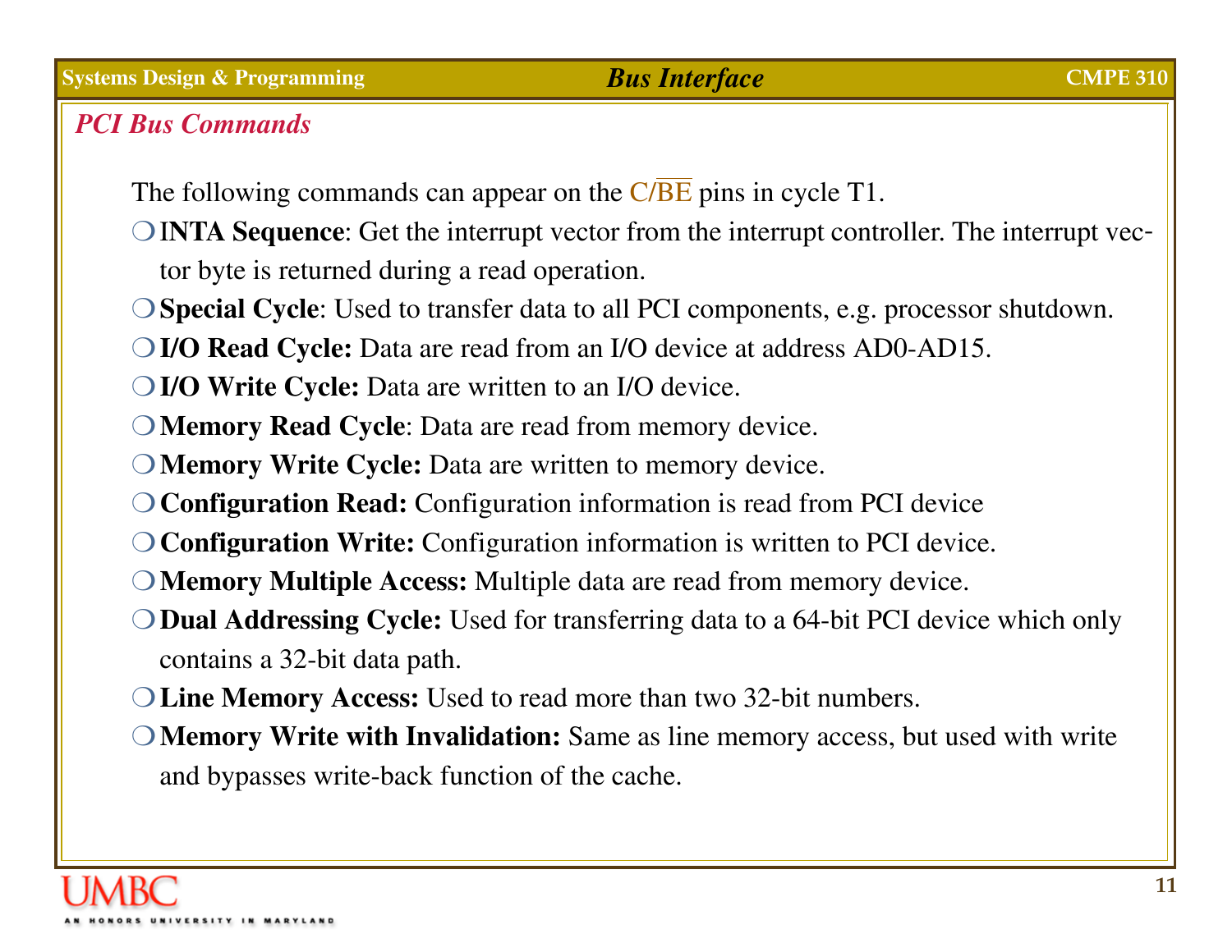## PCI Bus Commands

The following commands can appear on the C/$\overline{BE}$ pins in cycle T1.

- **INTA Sequence**: Get the interrupt vector from the interrupt controller. The interrupt vector byte is returned during a read operation.
- **Special Cycle**: Used to transfer data to all PCI components, e.g. processor shutdown.
- **I/O Read Cycle:** Data are read from an I/O device at address AD0-AD15.
- **I/O Write Cycle:** Data are written to an I/O device.
- **Memory Read Cycle**: Data are read from memory device.
- **Memory Write Cycle:** Data are written to memory device.
- **Configuration Read:** Configuration information is read from PCI device
- **Configuration Write:** Configuration information is written to PCI device.
- **Memory Multiple Access:** Multiple data are read from memory device.
- **Dual Addressing Cycle:** Used for transferring data to a 64-bit PCI device which only contains a 32-bit data path.
- **Line Memory Access:** Used to read more than two 32-bit numbers.
- **Memory Write with Invalidation:** Same as line memory access, but used with write and bypasses write-back function of the cache.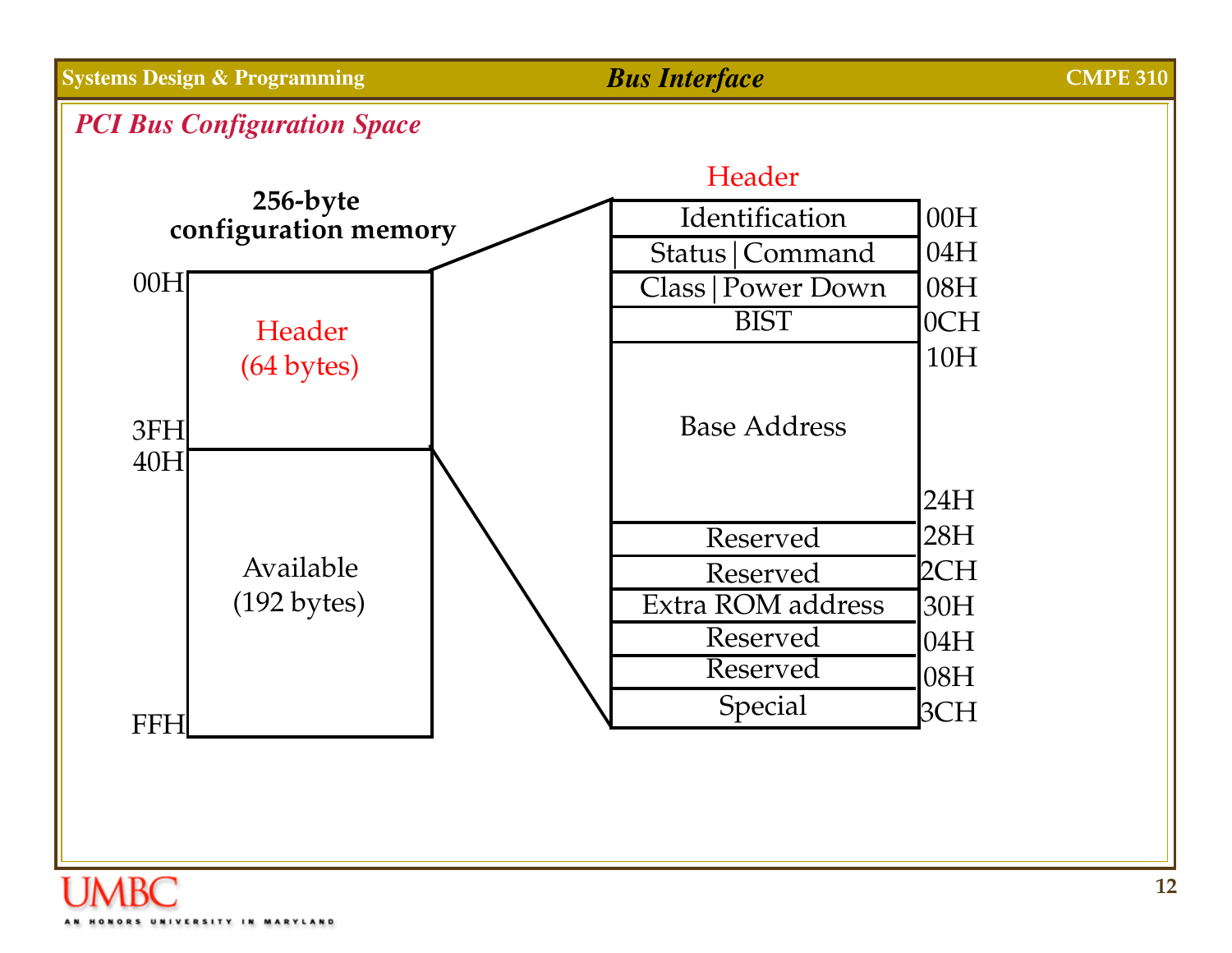## PCI Bus Configuration Space

**256-byte configuration memory**

| Address | Region |
|---|---|
| 00H–3FH | Header (64 bytes) |
| 40H–FFH | Available (192 bytes) |

**Header**

| Field | Offset |
|---|---|
| Identification | 00H |
| Status \| Command | 04H |
| Class \| Power Down | 08H |
| BIST | 0CH |
| Base Address | 10H–24H |
| Reserved | 28H |
| Reserved | 2CH |
| Extra ROM address | 30H |
| Reserved | 04H |
| Reserved | 08H |
| Special | 3CH |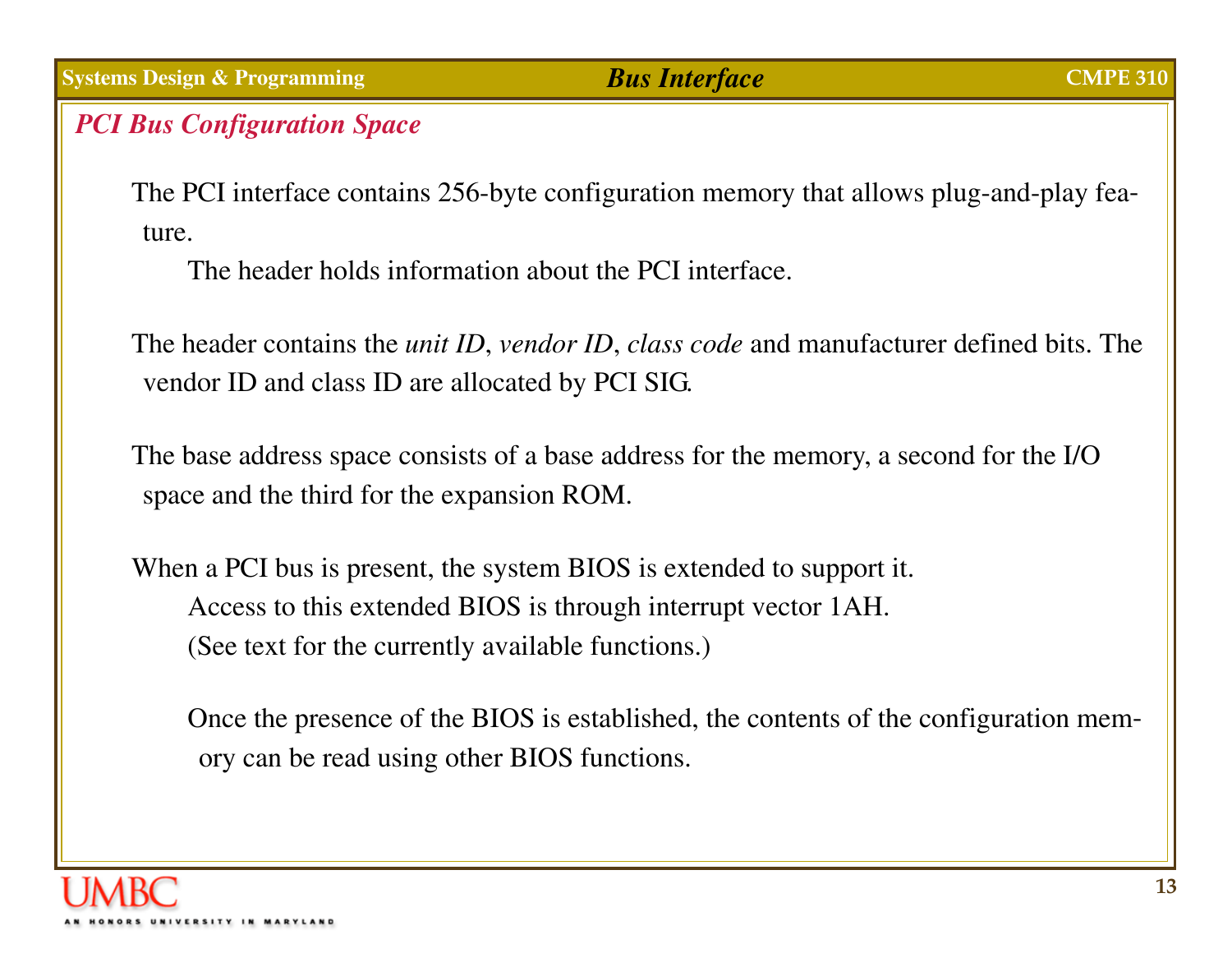## PCI Bus Configuration Space

The PCI interface contains 256-byte configuration memory that allows plug-and-play feature.

- The header holds information about the PCI interface.

The header contains the *unit ID*, *vendor ID*, *class code* and manufacturer defined bits. The vendor ID and class ID are allocated by PCI SIG.

The base address space consists of a base address for the memory, a second for the I/O space and the third for the expansion ROM.

When a PCI bus is present, the system BIOS is extended to support it.

- Access to this extended BIOS is through interrupt vector 1AH.
- (See text for the currently available functions.)
- Once the presence of the BIOS is established, the contents of the configuration memory can be read using other BIOS functions.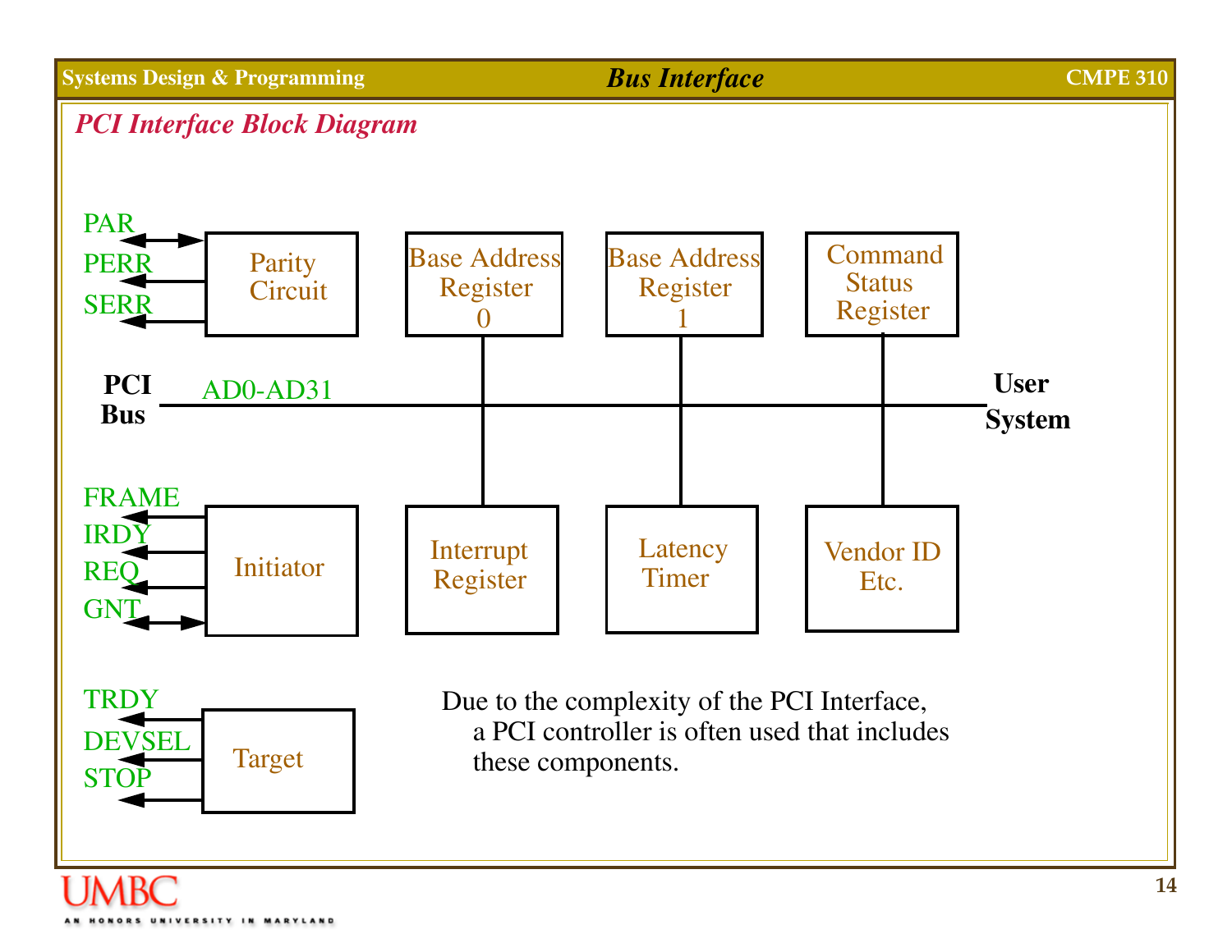## PCI Interface Block Diagram

PAR
PERR
SERR

Parity Circuit

Base Address Register 0

Base Address Register 1

Command Status Register

**PCI Bus**

AD0-AD31

**User System**

FRAME
IRDY
REQ
GNT

Initiator

Interrupt Register

Latency Timer

Vendor ID Etc.

TRDY
DEVSEL
STOP

Target

Due to the complexity of the PCI Interface, a PCI controller is often used that includes these components.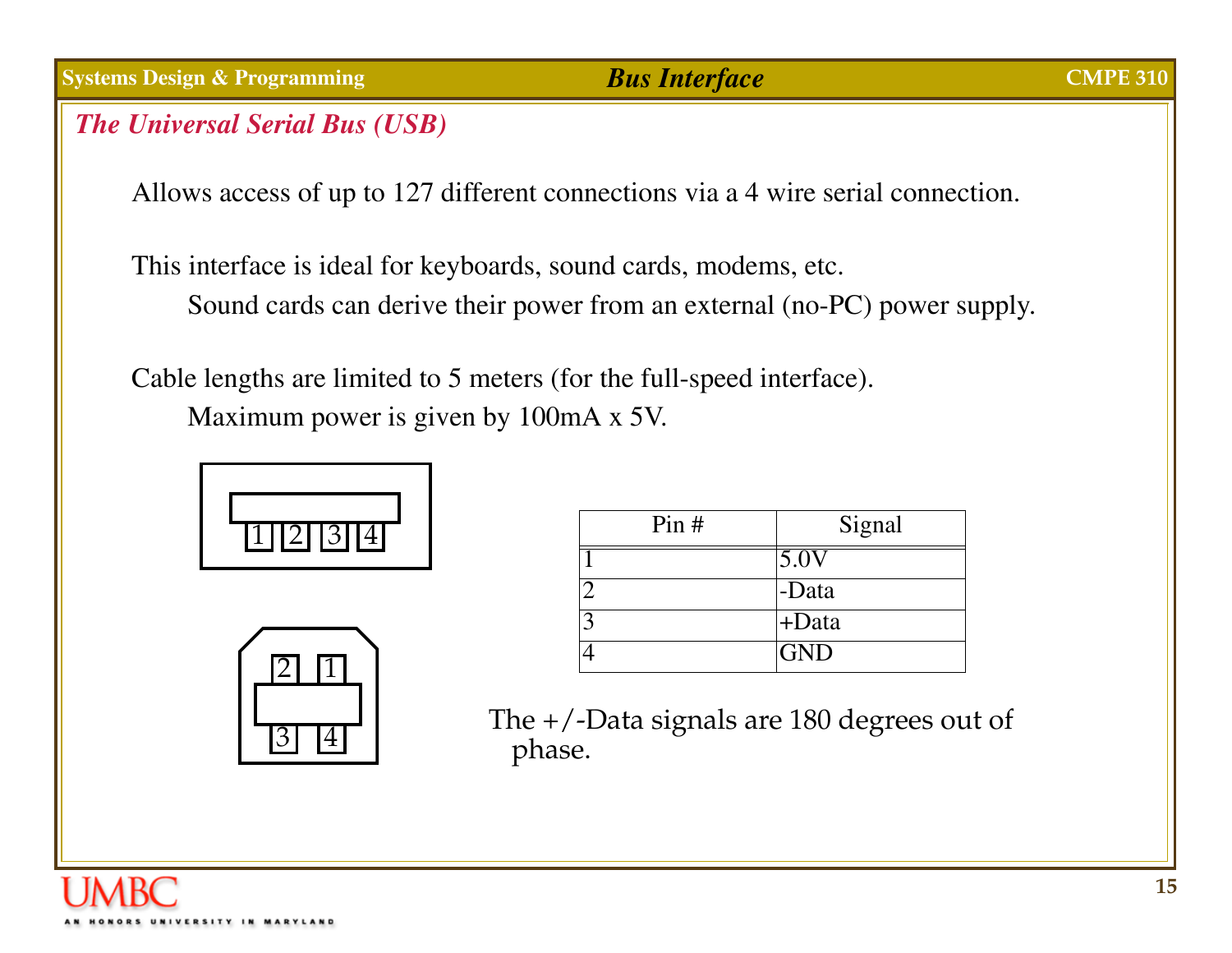## The Universal Serial Bus (USB)

Allows access of up to 127 different connections via a 4 wire serial connection.

This interface is ideal for keyboards, sound cards, modems, etc.

- Sound cards can derive their power from an external (no-PC) power supply.

Cable lengths are limited to 5 meters (for the full-speed interface).

- Maximum power is given by 100mA x 5V.

| Pin # | Signal |
| --- | --- |
| 1 | 5.0V |
| 2 | -Data |
| 3 | +Data |
| 4 | GND |

The +/-Data signals are 180 degrees out of phase.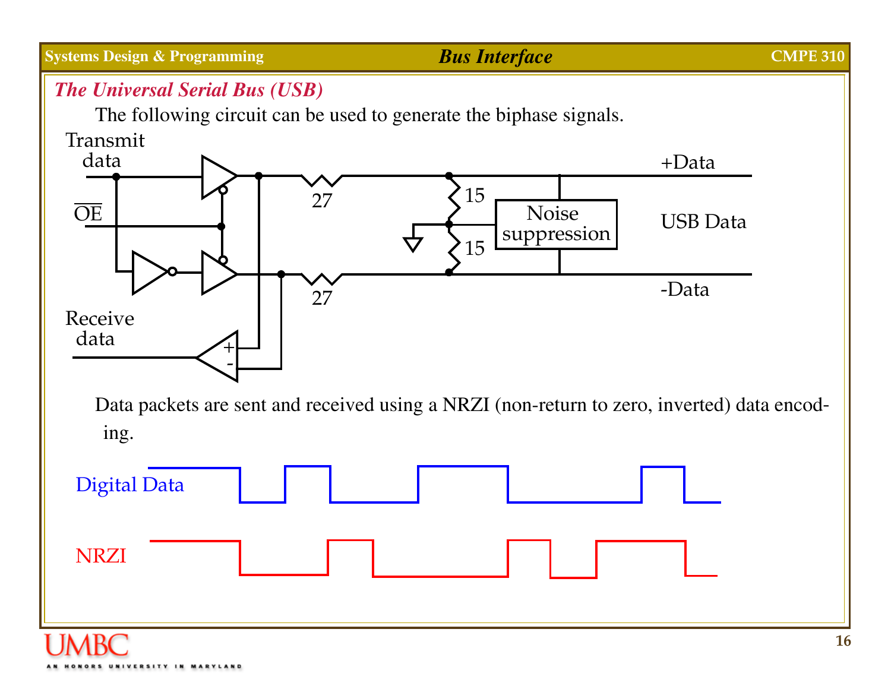## The Universal Serial Bus (USB)

The following circuit can be used to generate the biphase signals.

Transmit data

$\overline{OE}$

Receive data

27

27

15

15

Noise suppression

+Data

USB Data

-Data

Data packets are sent and received using a NRZI (non-return to zero, inverted) data encoding.

Digital Data

NRZI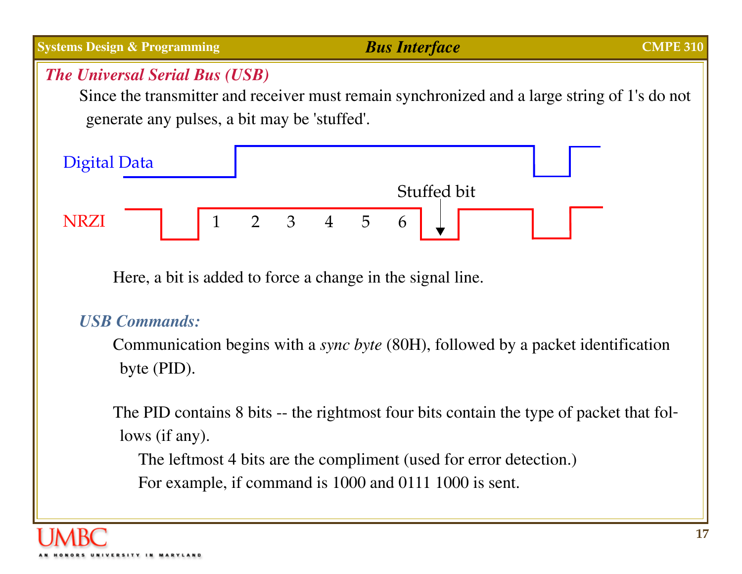## *The Universal Serial Bus (USB)*

Since the transmitter and receiver must remain synchronized and a large string of 1's do not generate any pulses, a bit may be 'stuffed'.

Digital Data

Stuffed bit

NRZI 1 2 3 4 5 6

Here, a bit is added to force a change in the signal line.

### *USB Commands:*

Communication begins with a *sync byte* (80H), followed by a packet identification byte (PID).

The PID contains 8 bits -- the rightmost four bits contain the type of packet that follows (if any).

The leftmost 4 bits are the compliment (used for error detection.)

For example, if command is 1000 and 0111 1000 is sent.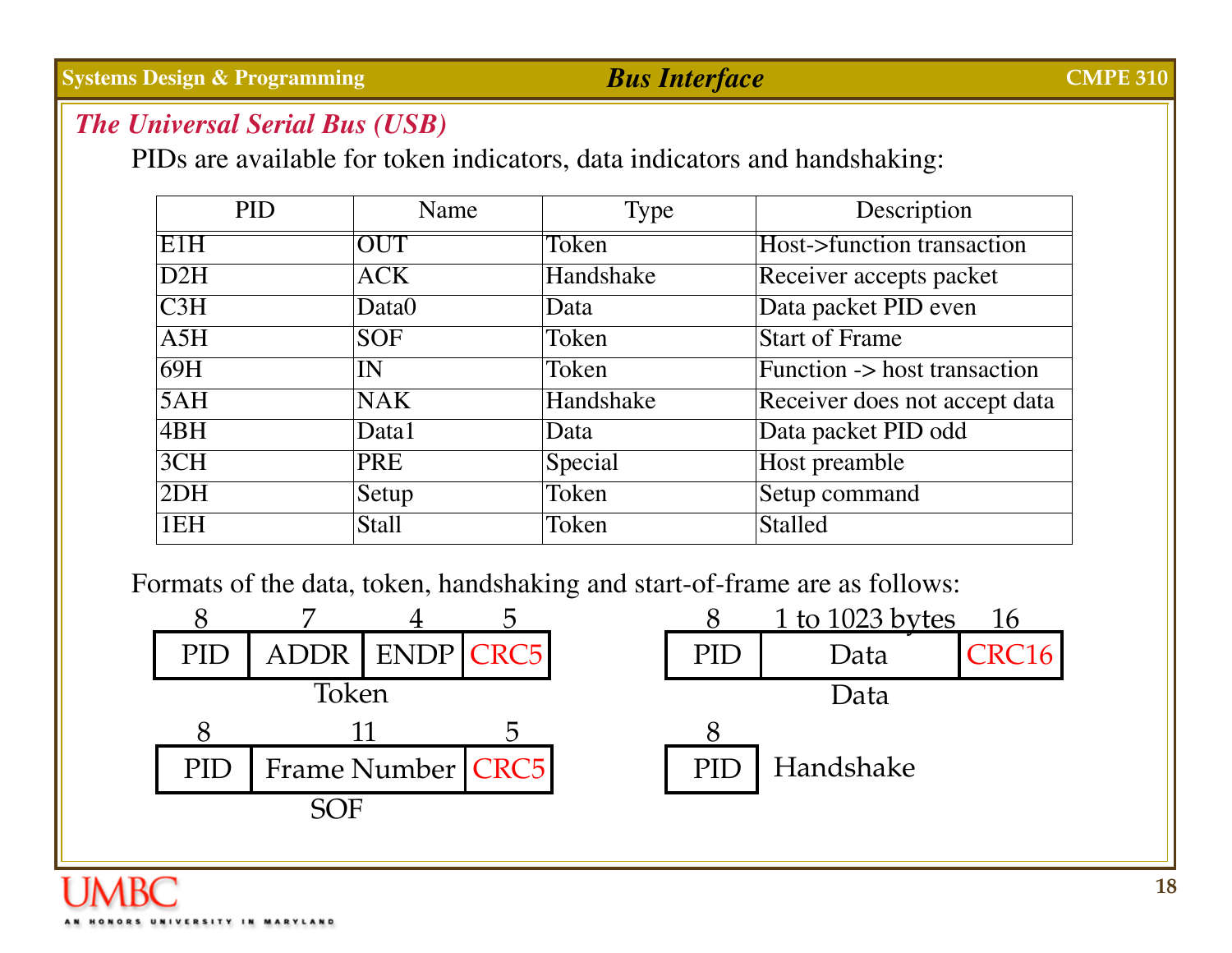## *The Universal Serial Bus (USB)*

PIDs are available for token indicators, data indicators and handshaking:

| PID | Name | Type | Description |
|---|---|---|---|
| E1H | OUT | Token | Host->function transaction |
| D2H | ACK | Handshake | Receiver accepts packet |
| C3H | Data0 | Data | Data packet PID even |
| A5H | SOF | Token | Start of Frame |
| 69H | IN | Token | Function -> host transaction |
| 5AH | NAK | Handshake | Receiver does not accept data |
| 4BH | Data1 | Data | Data packet PID odd |
| 3CH | PRE | Special | Host preamble |
| 2DH | Setup | Token | Setup command |
| 1EH | Stall | Token | Stalled |

Formats of the data, token, handshaking and start-of-frame are as follows:

**Token**

| PID | ADDR | ENDP | CRC5 |
|---|---|---|---|
| 8 | 7 | 4 | 5 |

**Data**

| PID | Data | CRC16 |
|---|---|---|
| 8 | 1 to 1023 bytes | 16 |

**SOF**

| PID | Frame Number | CRC5 |
|---|---|---|
| 8 | 11 | 5 |

**Handshake**

| PID |
|---|
| 8 |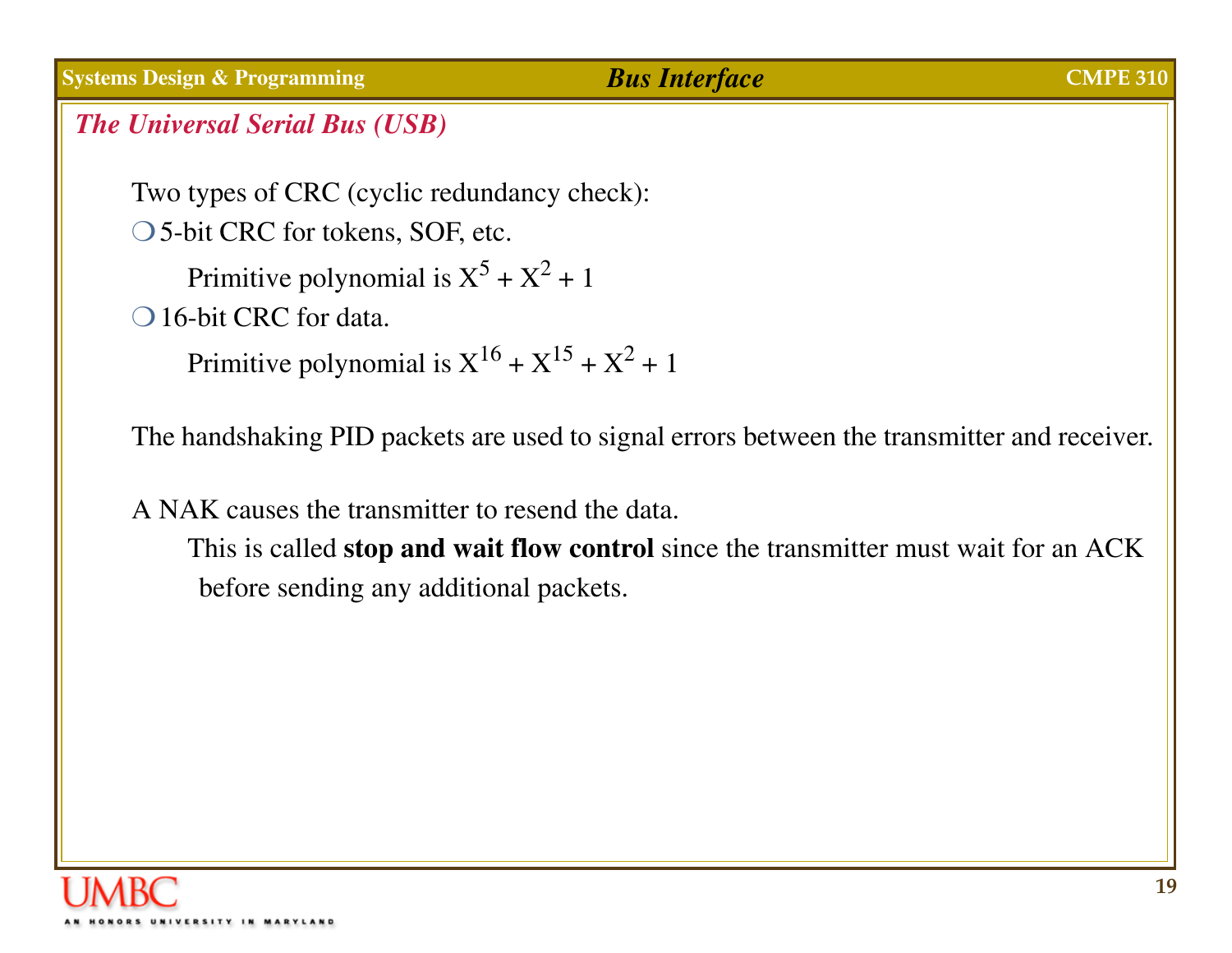## *The Universal Serial Bus (USB)*

Two types of CRC (cyclic redundancy check):

- 5-bit CRC for tokens, SOF, etc.

  Primitive polynomial is $X^5 + X^2 + 1$

- 16-bit CRC for data.

  Primitive polynomial is $X^{16} + X^{15} + X^2 + 1$

The handshaking PID packets are used to signal errors between the transmitter and receiver.

A NAK causes the transmitter to resend the data.

This is called **stop and wait flow control** since the transmitter must wait for an ACK before sending any additional packets.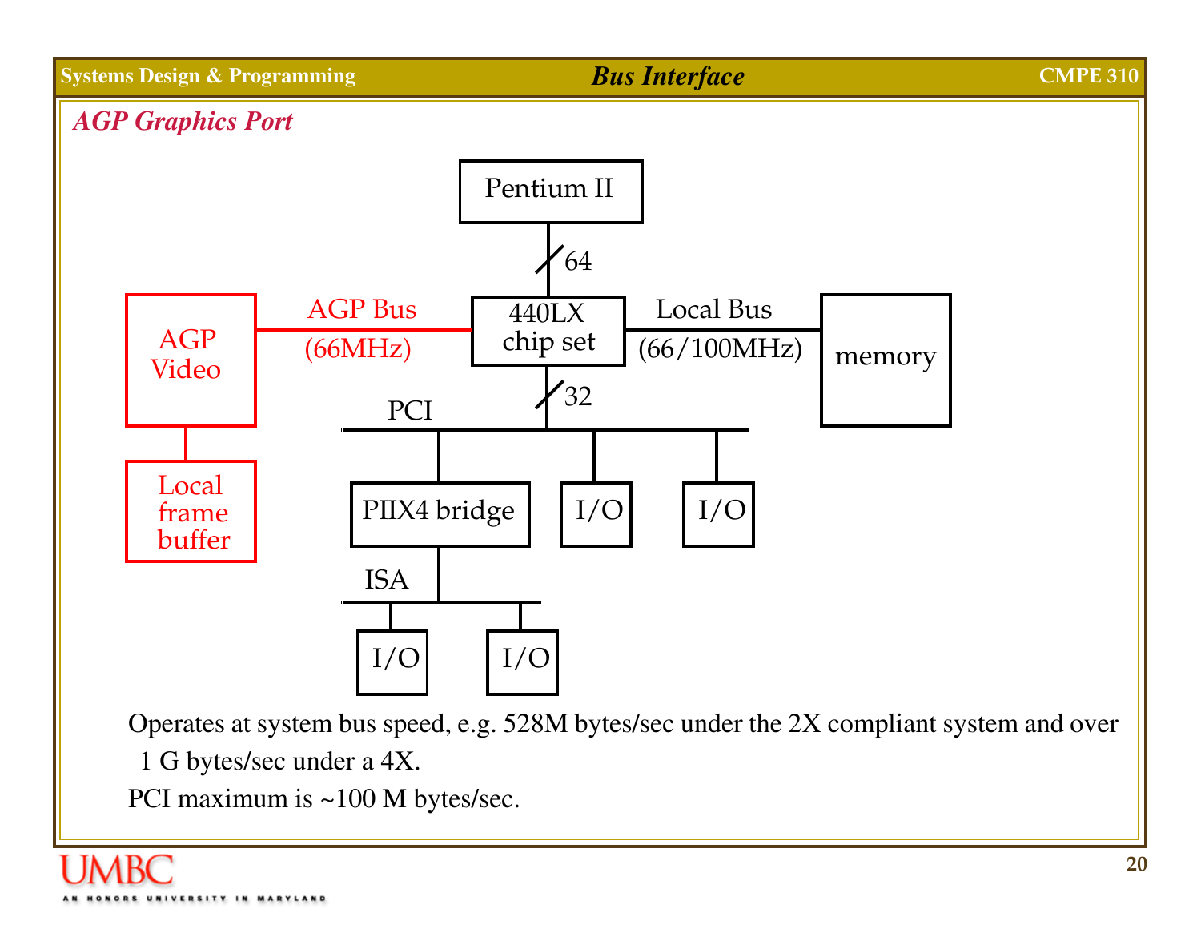## AGP Graphics Port

Pentium II

64

AGP Video

AGP Bus

(66MHz)

440LX chip set

Local Bus

(66/100MHz)

memory

Local frame buffer

32

PCI

PIIX4 bridge

I/O

I/O

ISA

I/O

I/O

Operates at system bus speed, e.g. 528M bytes/sec under the 2X compliant system and over 1 G bytes/sec under a 4X.

PCI maximum is ~100 M bytes/sec.